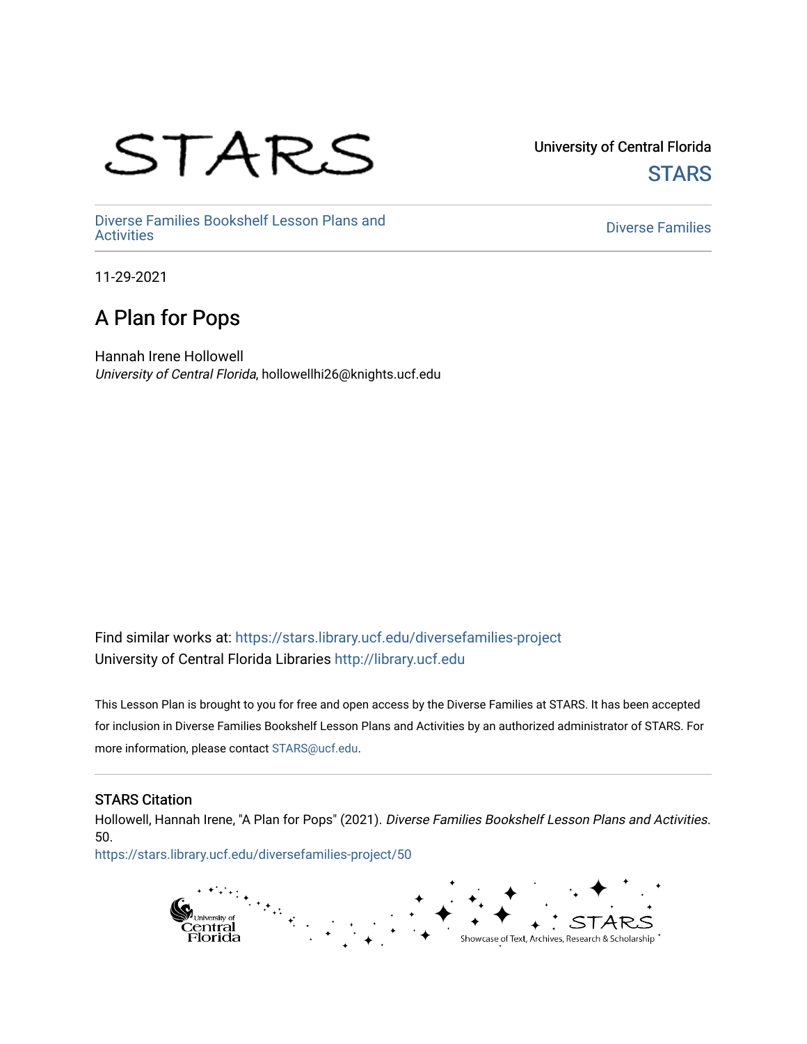STARS

University of Central Florida

STARS

Diverse Families Bookshelf Lesson Plans and Activities

Diverse Families

11-29-2021

# A Plan for Pops

Hannah Irene Hollowell

*University of Central Florida*, hollowellhi26@knights.ucf.edu

Find similar works at: https://stars.library.ucf.edu/diversefamilies-project

University of Central Florida Libraries http://library.ucf.edu

This Lesson Plan is brought to you for free and open access by the Diverse Families at STARS. It has been accepted for inclusion in Diverse Families Bookshelf Lesson Plans and Activities by an authorized administrator of STARS. For more information, please contact STARS@ucf.edu.

## STARS Citation

Hollowell, Hannah Irene, "A Plan for Pops" (2021). *Diverse Families Bookshelf Lesson Plans and Activities*. 50.

https://stars.library.ucf.edu/diversefamilies-project/50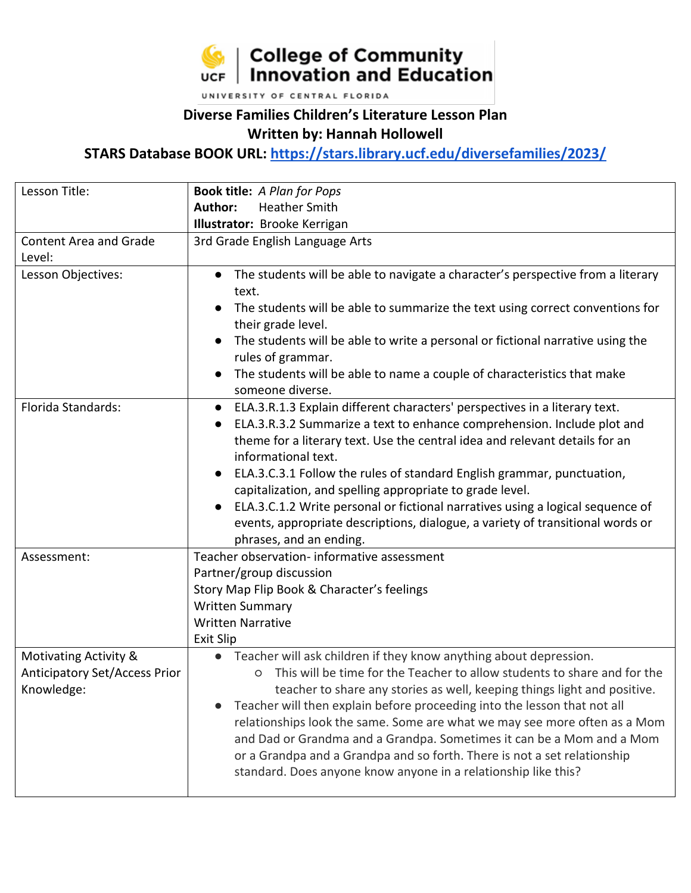**College of Community Innovation and Education**
UNIVERSITY OF CENTRAL FLORIDA

# Diverse Families Children's Literature Lesson Plan

## Written by: Hannah Hollowell

## STARS Database BOOK URL: https://stars.library.ucf.edu/diversefamilies/2023/

| Lesson Title: | **Book title:** *A Plan for Pops*<br>**Author:** Heather Smith<br>**Illustrator:** Brooke Kerrigan |
|---|---|
| Content Area and Grade Level: | 3rd Grade English Language Arts |
| Lesson Objectives: | • The students will be able to navigate a character's perspective from a literary text.<br>• The students will be able to summarize the text using correct conventions for their grade level.<br>• The students will be able to write a personal or fictional narrative using the rules of grammar.<br>• The students will be able to name a couple of characteristics that make someone diverse. |
| Florida Standards: | • ELA.3.R.1.3 Explain different characters' perspectives in a literary text.<br>• ELA.3.R.3.2 Summarize a text to enhance comprehension. Include plot and theme for a literary text. Use the central idea and relevant details for an informational text.<br>• ELA.3.C.3.1 Follow the rules of standard English grammar, punctuation, capitalization, and spelling appropriate to grade level.<br>• ELA.3.C.1.2 Write personal or fictional narratives using a logical sequence of events, appropriate descriptions, dialogue, a variety of transitional words or phrases, and an ending. |
| Assessment: | Teacher observation- informative assessment<br>Partner/group discussion<br>Story Map Flip Book & Character's feelings<br>Written Summary<br>Written Narrative<br>Exit Slip |
| Motivating Activity & Anticipatory Set/Access Prior Knowledge: | • Teacher will ask children if they know anything about depression.<br>&nbsp;&nbsp;&nbsp;&nbsp;○ This will be time for the Teacher to allow students to share and for the teacher to share any stories as well, keeping things light and positive.<br>• Teacher will then explain before proceeding into the lesson that not all relationships look the same. Some are what we may see more often as a Mom and Dad or Grandma and a Grandpa. Sometimes it can be a Mom and a Mom or a Grandpa and a Grandpa and so forth. There is not a set relationship standard. Does anyone know anyone in a relationship like this? |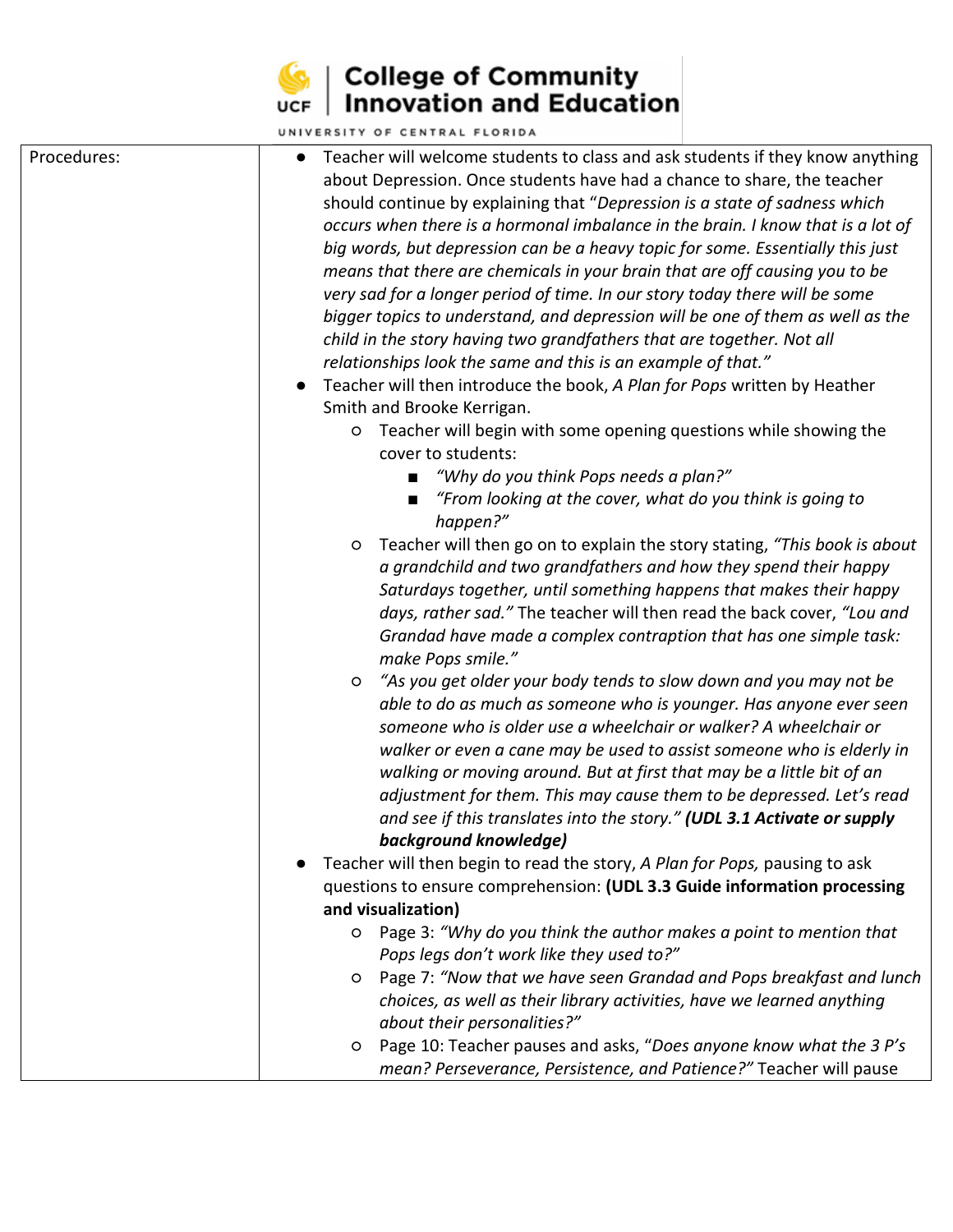| Procedures: | ● Teacher will welcome students to class and ask students if they know anything about Depression. Once students have had a chance to share, the teacher should continue by explaining that "*Depression is a state of sadness which occurs when there is a hormonal imbalance in the brain. I know that is a lot of big words, but depression can be a heavy topic for some. Essentially this just means that there are chemicals in your brain that are off causing you to be very sad for a longer period of time. In our story today there will be some bigger topics to understand, and depression will be one of them as well as the child in the story having two grandfathers that are together. Not all relationships look the same and this is an example of that.*"<br>● Teacher will then introduce the book, *A Plan for Pops* written by Heather Smith and Brooke Kerrigan.<br>○ Teacher will begin with some opening questions while showing the cover to students:<br>■ *"Why do you think Pops needs a plan?"*<br>■ *"From looking at the cover, what do you think is going to happen?"*<br>○ Teacher will then go on to explain the story stating, *"This book is about a grandchild and two grandfathers and how they spend their happy Saturdays together, until something happens that makes their happy days, rather sad."* The teacher will then read the back cover, *"Lou and Grandad have made a complex contraption that has one simple task: make Pops smile."*<br>○ *"As you get older your body tends to slow down and you may not be able to do as much as someone who is younger. Has anyone ever seen someone who is older use a wheelchair or walker? A wheelchair or walker or even a cane may be used to assist someone who is elderly in walking or moving around. But at first that may be a little bit of an adjustment for them. This may cause them to be depressed. Let's read and see if this translates into the story."* ***(UDL 3.1 Activate or supply background knowledge)***<br>● Teacher will then begin to read the story, *A Plan for Pops,* pausing to ask questions to ensure comprehension: **(UDL 3.3 Guide information processing and visualization)**<br>○ Page 3: *"Why do you think the author makes a point to mention that Pops legs don't work like they used to?"*<br>○ Page 7: *"Now that we have seen Grandad and Pops breakfast and lunch choices, as well as their library activities, have we learned anything about their personalities?"*<br>○ Page 10: Teacher pauses and asks, "*Does anyone know what the 3 P's mean? Perseverance, Persistence, and Patience?"* Teacher will pause |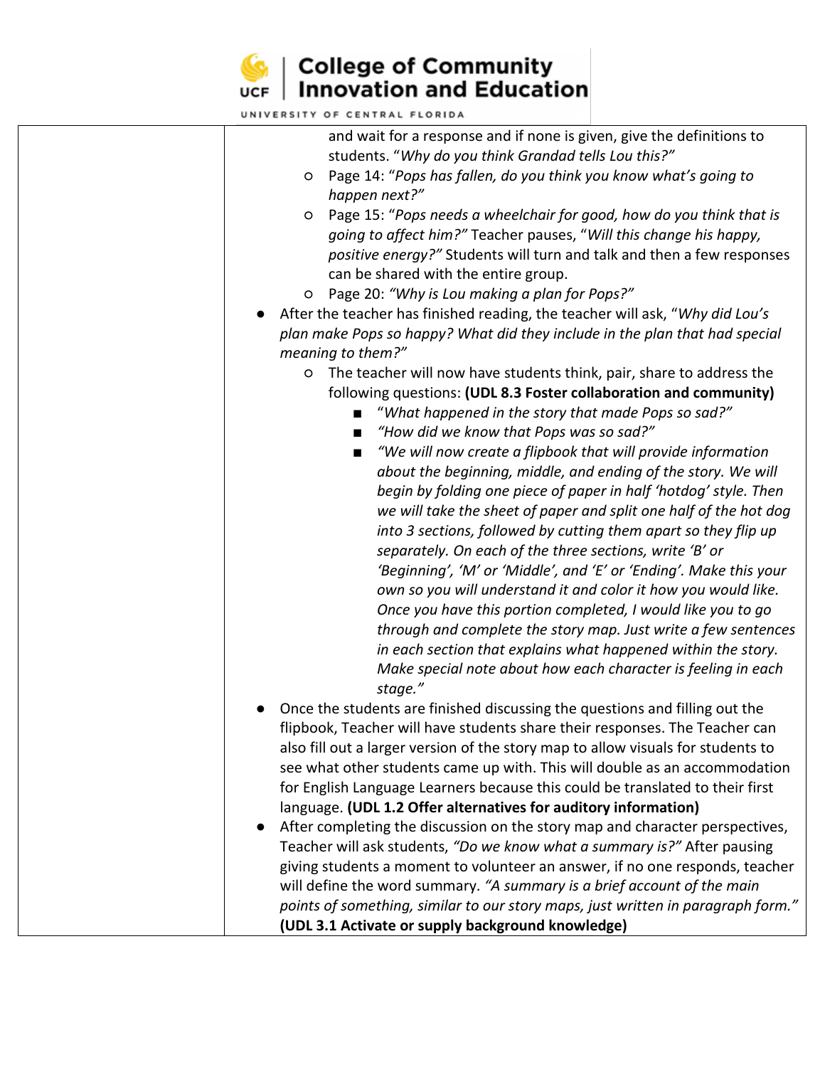and wait for a response and if none is given, give the definitions to students. "*Why do you think Grandad tells Lou this?*"

- Page 14: "*Pops has fallen, do you think you know what's going to happen next?*"
- Page 15: "*Pops needs a wheelchair for good, how do you think that is going to affect him?*" Teacher pauses, "*Will this change his happy, positive energy?*" Students will turn and talk and then a few responses can be shared with the entire group.
- Page 20: *"Why is Lou making a plan for Pops?"*

- After the teacher has finished reading, the teacher will ask, "*Why did Lou's plan make Pops so happy? What did they include in the plan that had special meaning to them?*"
  - The teacher will now have students think, pair, share to address the following questions: **(UDL 8.3 Foster collaboration and community)**
    - "*What happened in the story that made Pops so sad?*"
    - *"How did we know that Pops was so sad?"*
    - *"We will now create a flipbook that will provide information about the beginning, middle, and ending of the story. We will begin by folding one piece of paper in half 'hotdog' style. Then we will take the sheet of paper and split one half of the hot dog into 3 sections, followed by cutting them apart so they flip up separately. On each of the three sections, write 'B' or 'Beginning', 'M' or 'Middle', and 'E' or 'Ending'. Make this your own so you will understand it and color it how you would like. Once you have this portion completed, I would like you to go through and complete the story map. Just write a few sentences in each section that explains what happened within the story. Make special note about how each character is feeling in each stage."*
- Once the students are finished discussing the questions and filling out the flipbook, Teacher will have students share their responses. The Teacher can also fill out a larger version of the story map to allow visuals for students to see what other students came up with. This will double as an accommodation for English Language Learners because this could be translated to their first language. **(UDL 1.2 Offer alternatives for auditory information)**
- After completing the discussion on the story map and character perspectives, Teacher will ask students, *"Do we know what a summary is?"* After pausing giving students a moment to volunteer an answer, if no one responds, teacher will define the word summary. *"A summary is a brief account of the main points of something, similar to our story maps, just written in paragraph form."* **(UDL 3.1 Activate or supply background knowledge)**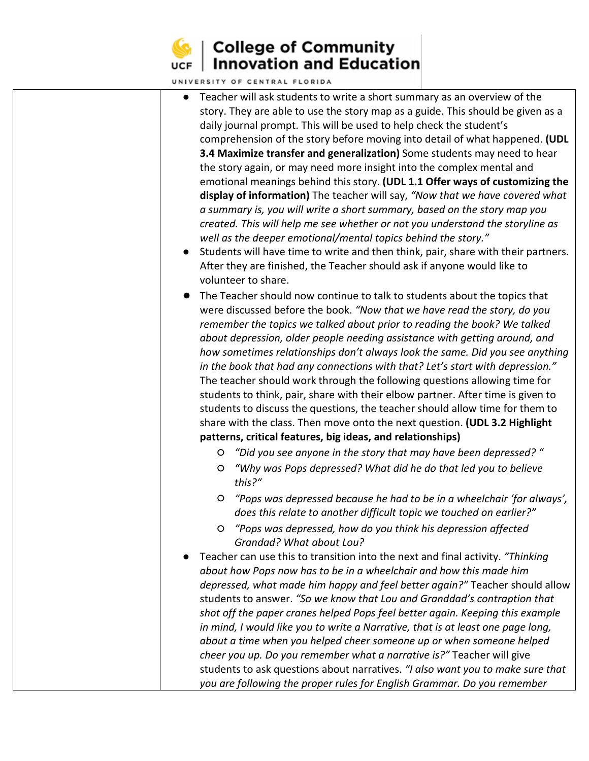| | <ul><li>Teacher will ask students to write a short summary as an overview of the story. They are able to use the story map as a guide. This should be given as a daily journal prompt. This will be used to help check the student's comprehension of the story before moving into detail of what happened. **(UDL 3.4 Maximize transfer and generalization)** Some students may need to hear the story again, or may need more insight into the complex mental and emotional meanings behind this story. **(UDL 1.1 Offer ways of customizing the display of information)** The teacher will say, *"Now that we have covered what a summary is, you will write a short summary, based on the story map you created. This will help me see whether or not you understand the storyline as well as the deeper emotional/mental topics behind the story."*</li><li>Students will have time to write and then think, pair, share with their partners. After they are finished, the Teacher should ask if anyone would like to volunteer to share.</li><li>The Teacher should now continue to talk to students about the topics that were discussed before the book. *"Now that we have read the story, do you remember the topics we talked about prior to reading the book? We talked about depression, older people needing assistance with getting around, and how sometimes relationships don't always look the same. Did you see anything in the book that had any connections with that? Let's start with depression."* The teacher should work through the following questions allowing time for students to think, pair, share with their elbow partner. After time is given to students to discuss the questions, the teacher should allow time for them to share with the class. Then move onto the next question. **(UDL 3.2 Highlight patterns, critical features, big ideas, and relationships)**<ul><li>*"Did you see anyone in the story that may have been depressed? "*</li><li>*"Why was Pops depressed? What did he do that led you to believe this?"*</li><li>*"Pops was depressed because he had to be in a wheelchair 'for always', does this relate to another difficult topic we touched on earlier?"*</li><li>*"Pops was depressed, how do you think his depression affected Grandad? What about Lou?*</li></ul></li><li>Teacher can use this to transition into the next and final activity. *"Thinking about how Pops now has to be in a wheelchair and how this made him depressed, what made him happy and feel better again?"* Teacher should allow students to answer. *"So we know that Lou and Granddad's contraption that shot off the paper cranes helped Pops feel better again. Keeping this example in mind, I would like you to write a Narrative, that is at least one page long, about a time when you helped cheer someone up or when someone helped cheer you up. Do you remember what a narrative is?"* Teacher will give students to ask questions about narratives. *"I also want you to make sure that you are following the proper rules for English Grammar. Do you remember*</li></ul> |
|---|---|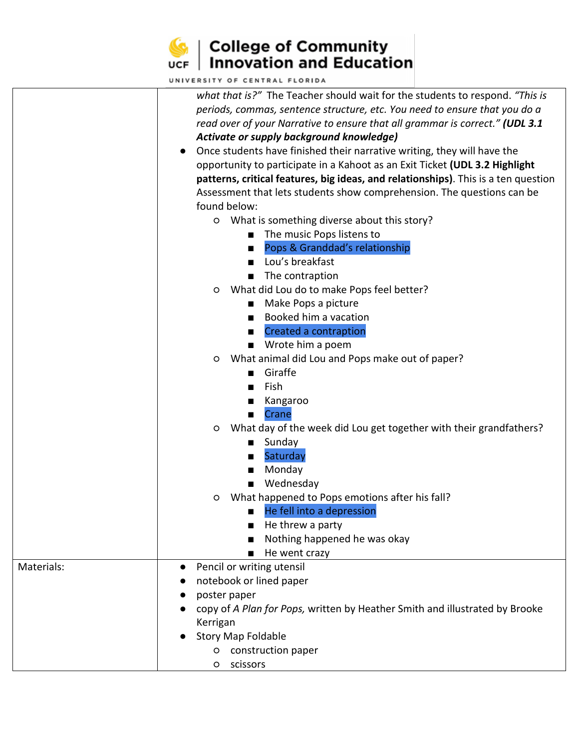| | |
|---|---|
| | *what that is?"* The Teacher should wait for the students to respond. *"This is periods, commas, sentence structure, etc. You need to ensure that you do a read over of your Narrative to ensure that all grammar is correct."* ***(UDL 3.1 Activate or supply background knowledge)***<br>● Once students have finished their narrative writing, they will have the opportunity to participate in a Kahoot as an Exit Ticket **(UDL 3.2 Highlight patterns, critical features, big ideas, and relationships)**. This is a ten question Assessment that lets students show comprehension. The questions can be found below:<br>○ What is something diverse about this story?<br>■ The music Pops listens to<br>■ Pops & Granddad's relationship<br>■ Lou's breakfast<br>■ The contraption<br>○ What did Lou do to make Pops feel better?<br>■ Make Pops a picture<br>■ Booked him a vacation<br>■ Created a contraption<br>■ Wrote him a poem<br>○ What animal did Lou and Pops make out of paper?<br>■ Giraffe<br>■ Fish<br>■ Kangaroo<br>■ Crane<br>○ What day of the week did Lou get together with their grandfathers?<br>■ Sunday<br>■ Saturday<br>■ Monday<br>■ Wednesday<br>○ What happened to Pops emotions after his fall?<br>■ He fell into a depression<br>■ He threw a party<br>■ Nothing happened he was okay<br>■ He went crazy |
| Materials: | ● Pencil or writing utensil<br>● notebook or lined paper<br>● poster paper<br>● copy of *A Plan for Pops,* written by Heather Smith and illustrated by Brooke Kerrigan<br>● Story Map Foldable<br>○ construction paper<br>○ scissors |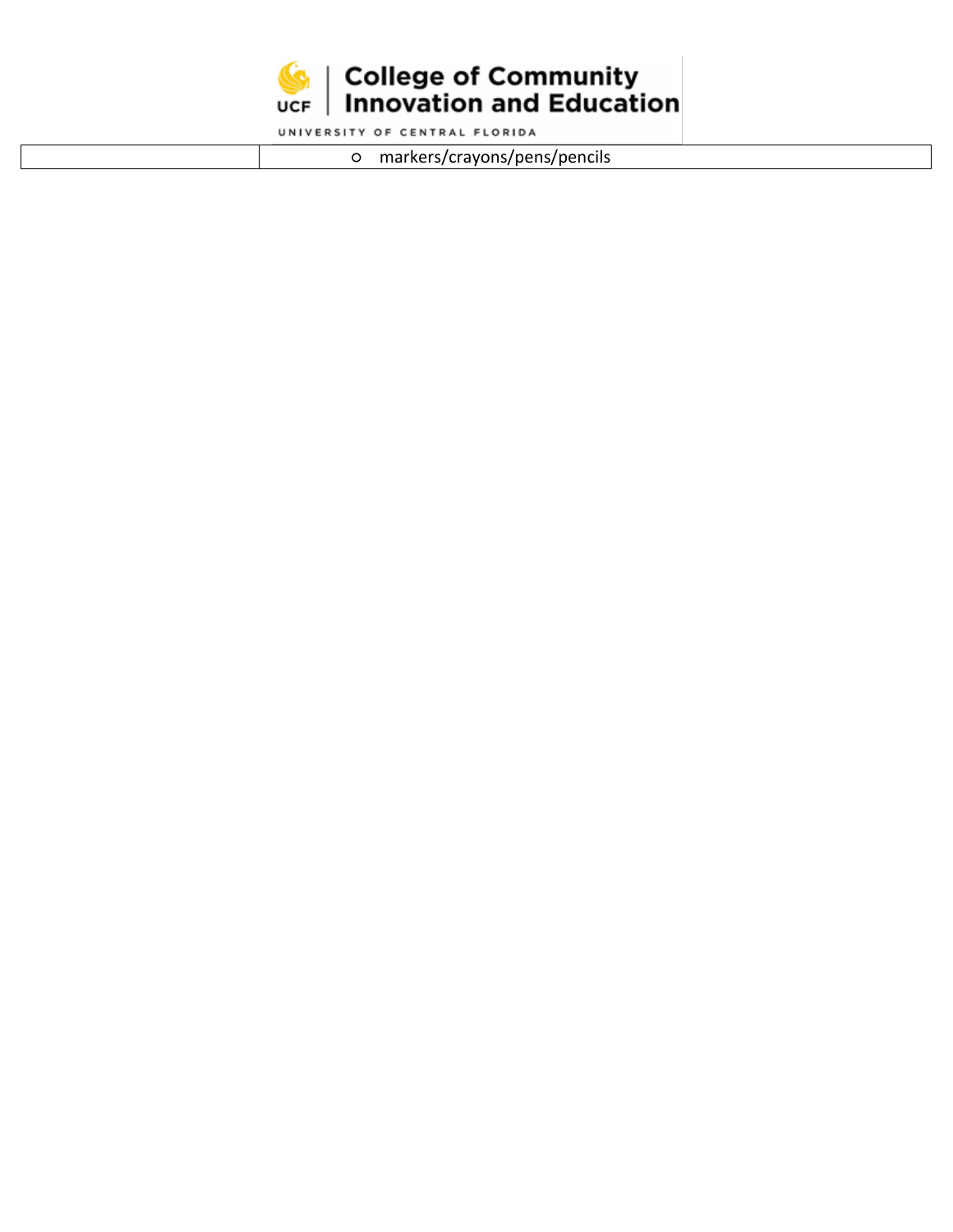| | |
|---|---|
| | - markers/crayons/pens/pencils |